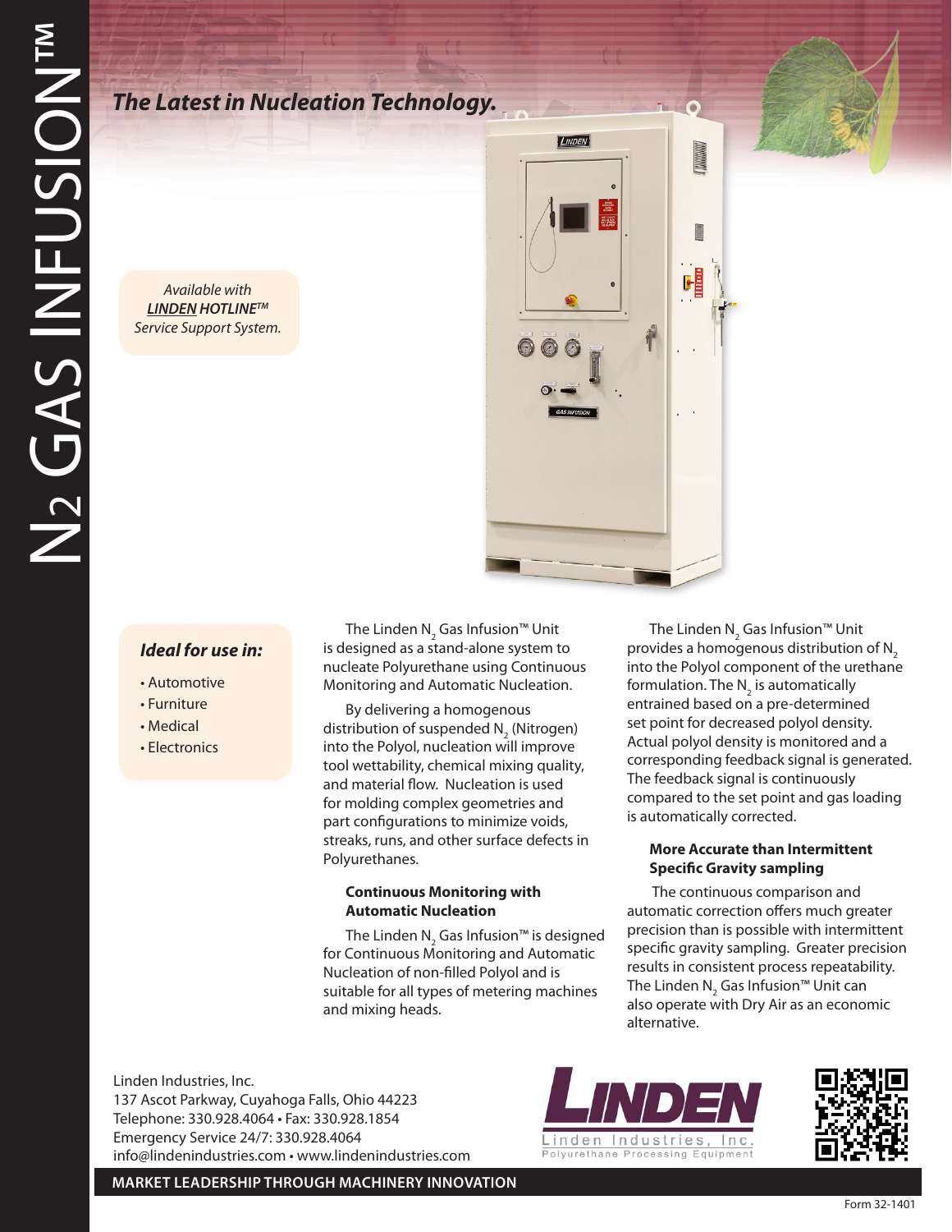# $N_2$ GAS INFUSION™

## *The Latest in Nucleation Technology.*

*Available with* ***LINDEN HOTLINE™*** *Service Support System.*

### *Ideal for use in:*

- Automotive
- Furniture
- Medical
- Electronics

The Linden $N_2$ Gas Infusion™ Unit is designed as a stand-alone system to nucleate Polyurethane using Continuous Monitoring and Automatic Nucleation.

By delivering a homogenous distribution of suspended $N_2$ (Nitrogen) into the Polyol, nucleation will improve tool wettability, chemical mixing quality, and material flow. Nucleation is used for molding complex geometries and part configurations to minimize voids, streaks, runs, and other surface defects in Polyurethanes.

**Continuous Monitoring with Automatic Nucleation**

The Linden $N_2$ Gas Infusion™ is designed for Continuous Monitoring and Automatic Nucleation of non-filled Polyol and is suitable for all types of metering machines and mixing heads.

The Linden $N_2$ Gas Infusion™ Unit provides a homogenous distribution of $N_2$ into the Polyol component of the urethane formulation. The $N_2$ is automatically entrained based on a pre-determined set point for decreased polyol density. Actual polyol density is monitored and a corresponding feedback signal is generated. The feedback signal is continuously compared to the set point and gas loading is automatically corrected.

**More Accurate than Intermittent Specific Gravity sampling**

The continuous comparison and automatic correction offers much greater precision than is possible with intermittent specific gravity sampling. Greater precision results in consistent process repeatability. The Linden $N_2$ Gas Infusion™ Unit can also operate with Dry Air as an economic alternative.

Linden Industries, Inc.
137 Ascot Parkway, Cuyahoga Falls, Ohio 44223
Telephone: 330.928.4064 • Fax: 330.928.1854
Emergency Service 24/7: 330.928.4064
info@lindenindustries.com • www.lindenindustries.com

LINDEN
Linden Industries, Inc.
Polyurethane Processing Equipment

**MARKET LEADERSHIP THROUGH MACHINERY INNOVATION**

Form 32-1401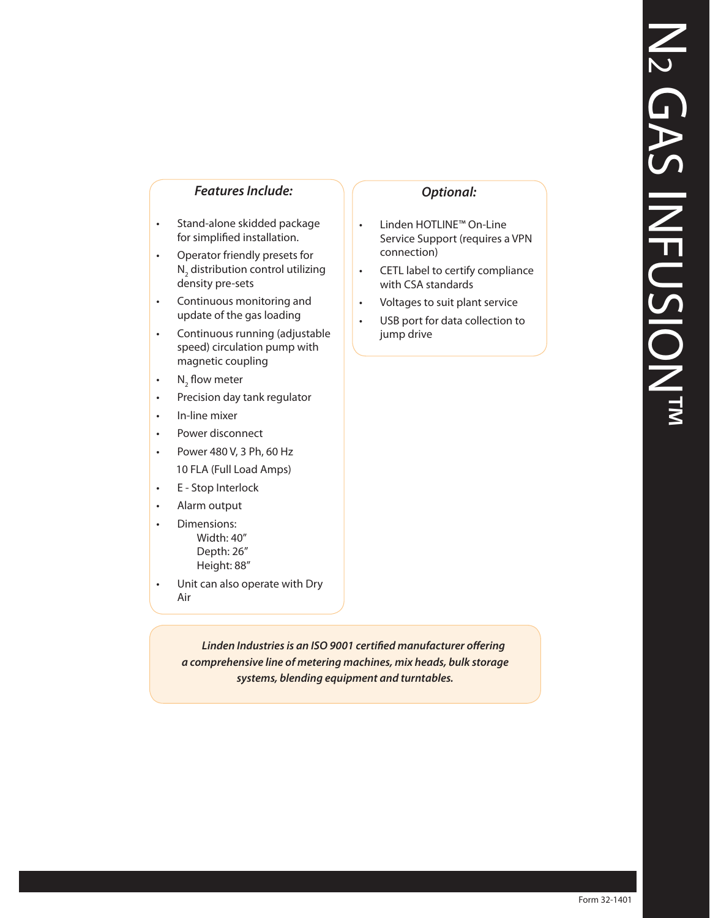# $N_2$ GAS INFUSION™

### *Features Include:*

- Stand-alone skidded package for simplified installation.
- Operator friendly presets for $N_2$ distribution control utilizing density pre-sets
- Continuous monitoring and update of the gas loading
- Continuous running (adjustable speed) circulation pump with magnetic coupling
- $N_2$ flow meter
- Precision day tank regulator
- In-line mixer
- Power disconnect
- Power 480 V, 3 Ph, 60 Hz
  10 FLA (Full Load Amps)
- E - Stop Interlock
- Alarm output
- Dimensions:
  Width: 40″
  Depth: 26″
  Height: 88″
- Unit can also operate with Dry Air

### *Optional:*

- Linden HOTLINE™ On-Line Service Support (requires a VPN connection)
- CETL label to certify compliance with CSA standards
- Voltages to suit plant service
- USB port for data collection to jump drive

***Linden Industries is an ISO 9001 certified manufacturer offering a comprehensive line of metering machines, mix heads, bulk storage systems, blending equipment and turntables.***

Form 32-1401